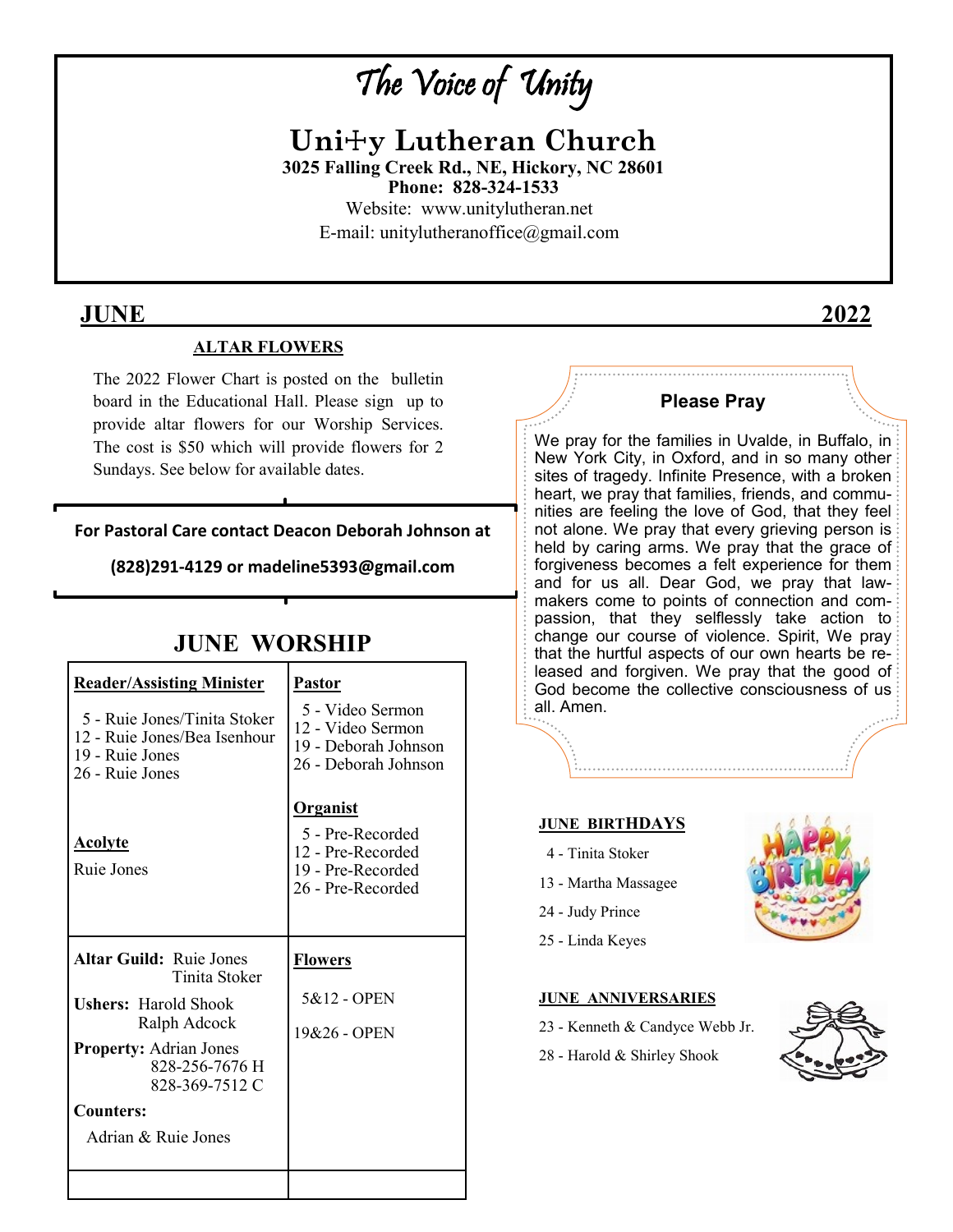# The Voice of Unity

## Unity Lutheran Church

**3025 Falling Creek Rd., NE, Hickory, NC 28601**
**Phone: 828-324-1533**
Website: www.unitylutheran.net
E-mail: unitylutheranoffice@gmail.com

**JUNE 2022**

### ALTAR FLOWERS

The 2022 Flower Chart is posted on the bulletin board in the Educational Hall. Please sign up to provide altar flowers for our Worship Services. The cost is $50 which will provide flowers for 2 Sundays. See below for available dates.

**For Pastoral Care contact Deacon Deborah Johnson at (828)291-4129 or madeline5393@gmail.com**

## JUNE WORSHIP

| **Reader/Assisting Minister** | **Pastor** |
|---|---|
| 5 - Ruie Jones/Tinita Stoker<br>12 - Ruie Jones/Bea Isenhour<br>19 - Ruie Jones<br>26 - Ruie Jones<br><br>**Acolyte**<br>Ruie Jones | 5 - Video Sermon<br>12 - Video Sermon<br>19 - Deborah Johnson<br>26 - Deborah Johnson<br><br>**Organist**<br>5 - Pre-Recorded<br>12 - Pre-Recorded<br>19 - Pre-Recorded<br>26 - Pre-Recorded |
| **Altar Guild:** Ruie Jones, Tinita Stoker<br>**Ushers:** Harold Shook, Ralph Adcock<br>**Property:** Adrian Jones 828-256-7676 H, 828-369-7512 C<br>**Counters:** Adrian & Ruie Jones | **Flowers**<br>5&12 - OPEN<br>19&26 - OPEN |

### Please Pray

We pray for the families in Uvalde, in Buffalo, in New York City, in Oxford, and in so many other sites of tragedy. Infinite Presence, with a broken heart, we pray that families, friends, and communities are feeling the love of God, that they feel not alone. We pray that every grieving person is held by caring arms. We pray that the grace of forgiveness becomes a felt experience for them and for us all. Dear God, we pray that lawmakers come to points of connection and compassion, that they selflessly take action to change our course of violence. Spirit, We pray that the hurtful aspects of our own hearts be released and forgiven. We pray that the good of God become the collective consciousness of us all. Amen.

### JUNE BIRTHDAYS

4 - Tinita Stoker
13 - Martha Massagee
24 - Judy Prince
25 - Linda Keyes

### JUNE ANNIVERSARIES

23 - Kenneth & Candyce Webb Jr.
28 - Harold & Shirley Shook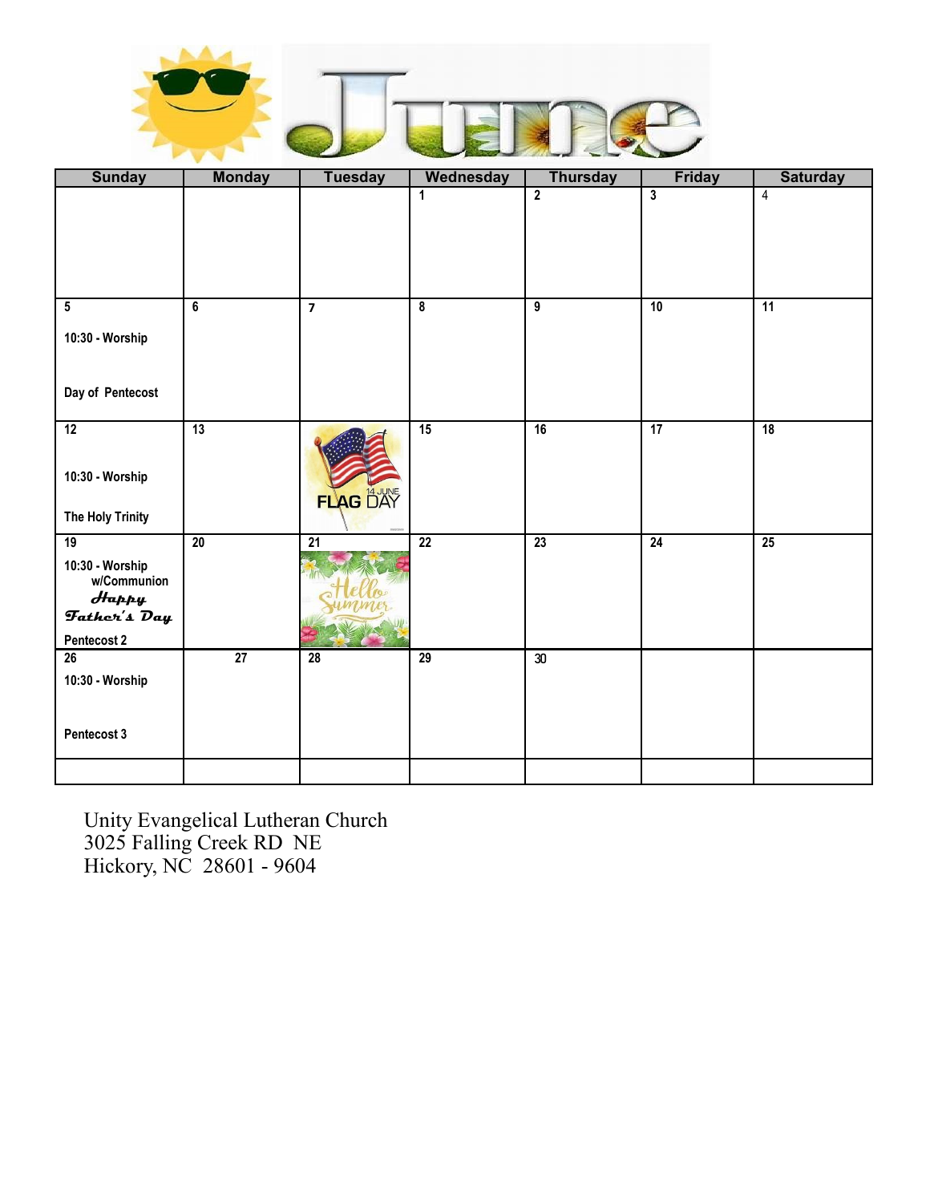# June

| Sunday | Monday | Tuesday | Wednesday | Thursday | Friday | Saturday |
| --- | --- | --- | --- | --- | --- | --- |
| | | | 1 | 2 | 3 | 4 |
| 5<br>10:30 - Worship<br>Day of Pentecost | 6 | 7 | 8 | 9 | 10 | 11 |
| 12<br>10:30 - Worship<br>The Holy Trinity | 13 | 14 JUNE FLAG DAY | 15 | 16 | 17 | 18 |
| 19<br>10:30 - Worship w/Communion<br>*Happy Father's Day*<br>Pentecost 2 | 20 | 21<br>Hello Summer | 22 | 23 | 24 | 25 |
| 26<br>10:30 - Worship<br>Pentecost 3 | 27 | 28 | 29 | 30 | | |
| | | | | | | |

Unity Evangelical Lutheran Church
3025 Falling Creek RD NE
Hickory, NC 28601 - 9604